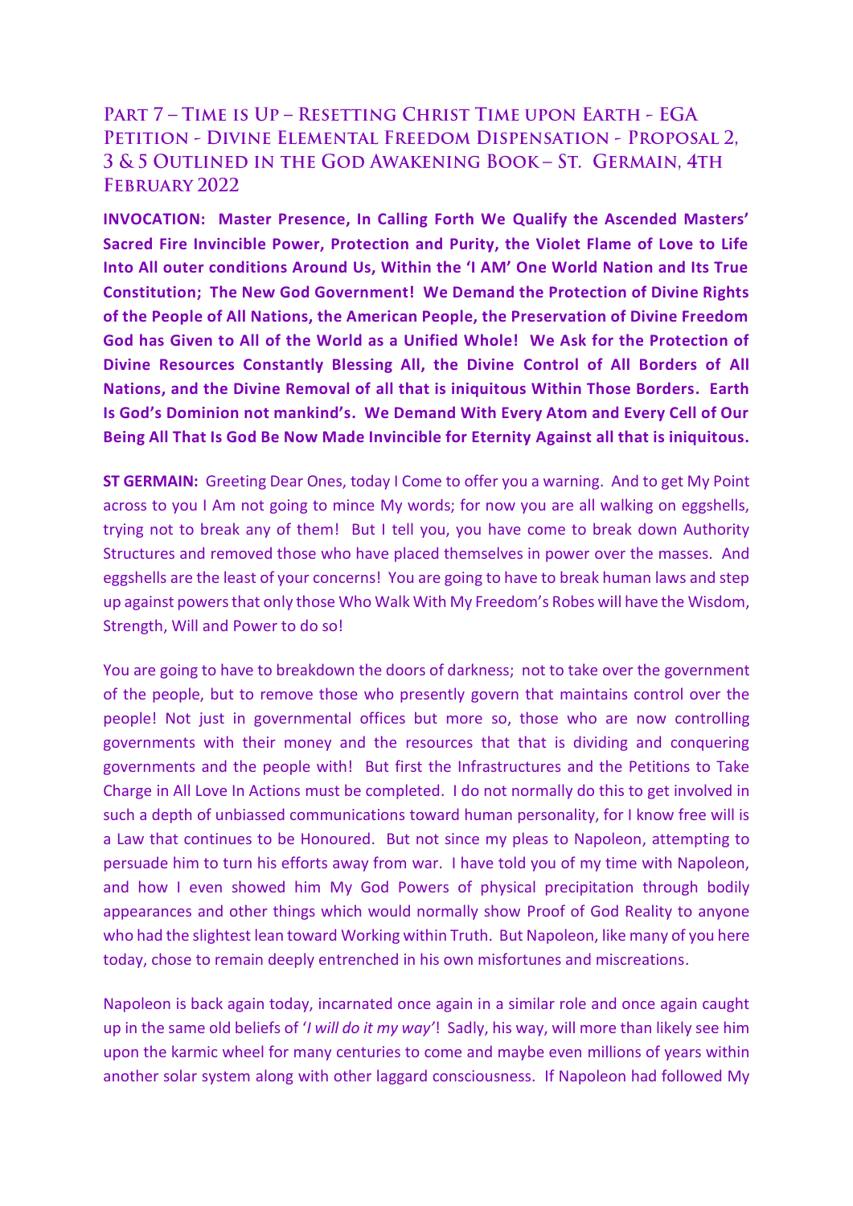# Part 7 – Time is Up – Resetting Christ Time upon Earth - EGA Petition - Divine Elemental Freedom Dispensation - Proposal 2, 3 & 5 Outlined in the God Awakening Book – St. Germain, 4th February 2022

**INVOCATION: Master Presence, In Calling Forth We Qualify the Ascended Masters' Sacred Fire Invincible Power, Protection and Purity, the Violet Flame of Love to Life Into All outer conditions Around Us, Within the 'I AM' One World Nation and Its True Constitution; The New God Government! We Demand the Protection of Divine Rights of the People of All Nations, the American People, the Preservation of Divine Freedom God has Given to All of the World as a Unified Whole! We Ask for the Protection of Divine Resources Constantly Blessing All, the Divine Control of All Borders of All Nations, and the Divine Removal of all that is iniquitous Within Those Borders. Earth Is God's Dominion not mankind's. We Demand With Every Atom and Every Cell of Our Being All That Is God Be Now Made Invincible for Eternity Against all that is iniquitous.**

**ST GERMAIN:** Greeting Dear Ones, today I Come to offer you a warning. And to get My Point across to you I Am not going to mince My words; for now you are all walking on eggshells, trying not to break any of them! But I tell you, you have come to break down Authority Structures and removed those who have placed themselves in power over the masses. And eggshells are the least of your concerns! You are going to have to break human laws and step up against powers that only those Who Walk With My Freedom's Robes will have the Wisdom, Strength, Will and Power to do so!

You are going to have to breakdown the doors of darkness; not to take over the government of the people, but to remove those who presently govern that maintains control over the people! Not just in governmental offices but more so, those who are now controlling governments with their money and the resources that that is dividing and conquering governments and the people with! But first the Infrastructures and the Petitions to Take Charge in All Love In Actions must be completed. I do not normally do this to get involved in such a depth of unbiassed communications toward human personality, for I know free will is a Law that continues to be Honoured. But not since my pleas to Napoleon, attempting to persuade him to turn his efforts away from war. I have told you of my time with Napoleon, and how I even showed him My God Powers of physical precipitation through bodily appearances and other things which would normally show Proof of God Reality to anyone who had the slightest lean toward Working within Truth. But Napoleon, like many of you here today, chose to remain deeply entrenched in his own misfortunes and miscreations.

Napoleon is back again today, incarnated once again in a similar role and once again caught up in the same old beliefs of '*I will do it my way*'! Sadly, his way, will more than likely see him upon the karmic wheel for many centuries to come and maybe even millions of years within another solar system along with other laggard consciousness. If Napoleon had followed My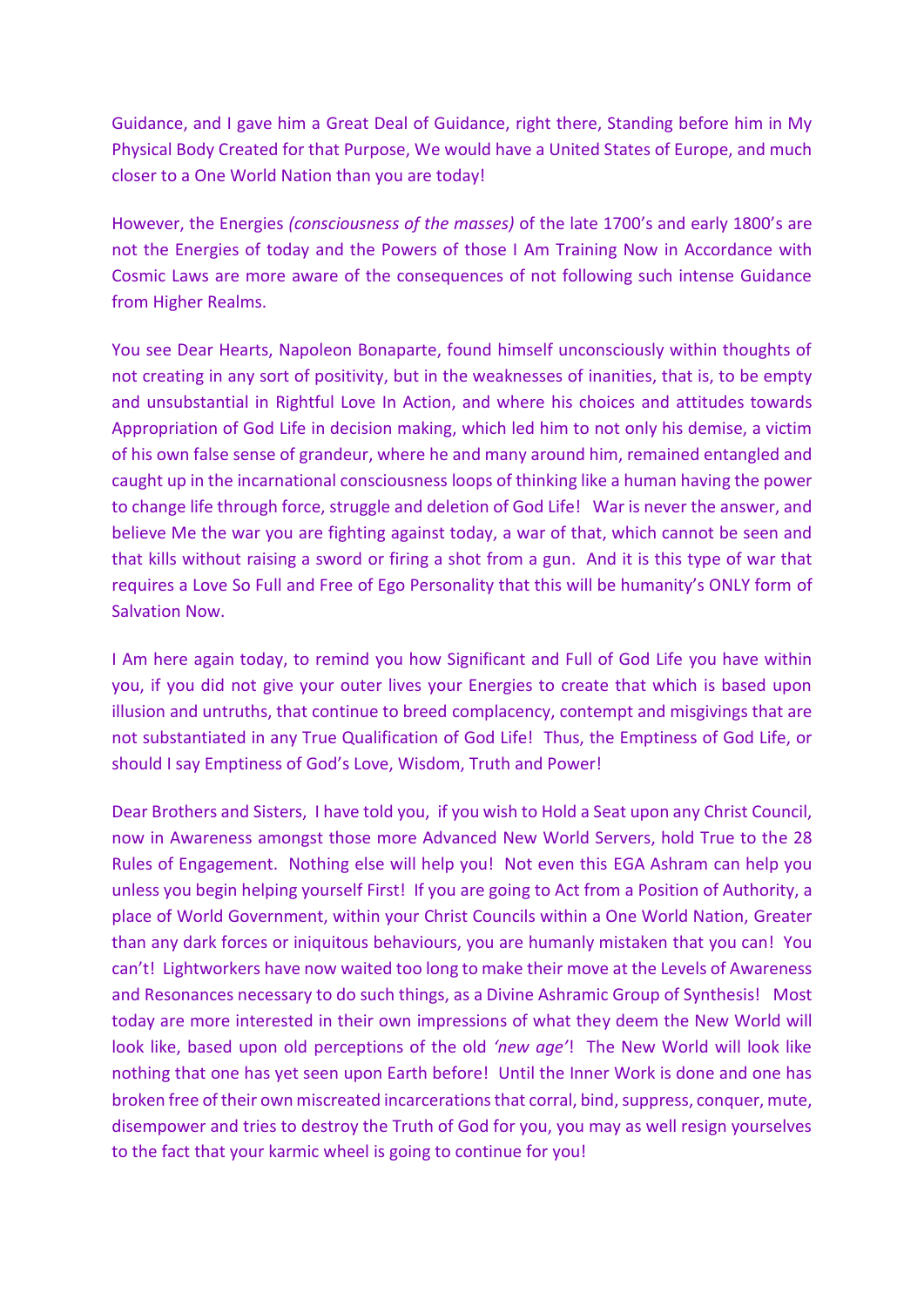Guidance, and I gave him a Great Deal of Guidance, right there, Standing before him in My Physical Body Created for that Purpose, We would have a United States of Europe, and much closer to a One World Nation than you are today!

However, the Energies *(consciousness of the masses)* of the late 1700's and early 1800's are not the Energies of today and the Powers of those I Am Training Now in Accordance with Cosmic Laws are more aware of the consequences of not following such intense Guidance from Higher Realms.

You see Dear Hearts, Napoleon Bonaparte, found himself unconsciously within thoughts of not creating in any sort of positivity, but in the weaknesses of inanities, that is, to be empty and unsubstantial in Rightful Love In Action, and where his choices and attitudes towards Appropriation of God Life in decision making, which led him to not only his demise, a victim of his own false sense of grandeur, where he and many around him, remained entangled and caught up in the incarnational consciousness loops of thinking like a human having the power to change life through force, struggle and deletion of God Life! War is never the answer, and believe Me the war you are fighting against today, a war of that, which cannot be seen and that kills without raising a sword or firing a shot from a gun. And it is this type of war that requires a Love So Full and Free of Ego Personality that this will be humanity's ONLY form of Salvation Now.

I Am here again today, to remind you how Significant and Full of God Life you have within you, if you did not give your outer lives your Energies to create that which is based upon illusion and untruths, that continue to breed complacency, contempt and misgivings that are not substantiated in any True Qualification of God Life! Thus, the Emptiness of God Life, or should I say Emptiness of God's Love, Wisdom, Truth and Power!

Dear Brothers and Sisters, I have told you, if you wish to Hold a Seat upon any Christ Council, now in Awareness amongst those more Advanced New World Servers, hold True to the 28 Rules of Engagement. Nothing else will help you! Not even this EGA Ashram can help you unless you begin helping yourself First! If you are going to Act from a Position of Authority, a place of World Government, within your Christ Councils within a One World Nation, Greater than any dark forces or iniquitous behaviours, you are humanly mistaken that you can! You can't! Lightworkers have now waited too long to make their move at the Levels of Awareness and Resonances necessary to do such things, as a Divine Ashramic Group of Synthesis! Most today are more interested in their own impressions of what they deem the New World will look like, based upon old perceptions of the old *'new age'*! The New World will look like nothing that one has yet seen upon Earth before! Until the Inner Work is done and one has broken free of their own miscreated incarcerations that corral, bind, suppress, conquer, mute, disempower and tries to destroy the Truth of God for you, you may as well resign yourselves to the fact that your karmic wheel is going to continue for you!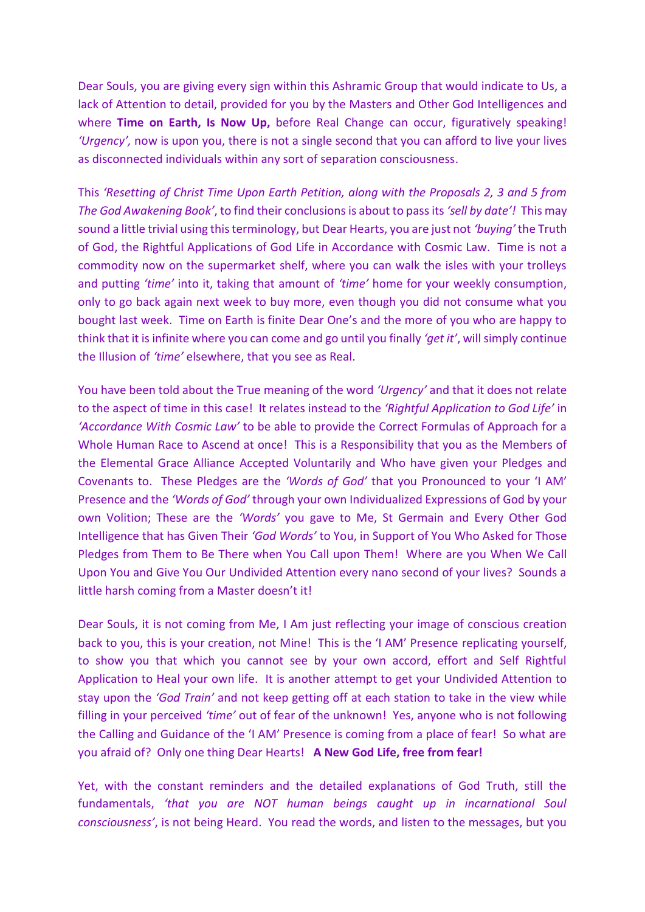Dear Souls, you are giving every sign within this Ashramic Group that would indicate to Us, a lack of Attention to detail, provided for you by the Masters and Other God Intelligences and where **Time on Earth, Is Now Up,** before Real Change can occur, figuratively speaking! *'Urgency',* now is upon you, there is not a single second that you can afford to live your lives as disconnected individuals within any sort of separation consciousness.

This *'Resetting of Christ Time Upon Earth Petition, along with the Proposals 2, 3 and 5 from The God Awakening Book'*, to find their conclusions is about to pass its *'sell by date'!* This may sound a little trivial using this terminology, but Dear Hearts, you are just not *'buying'* the Truth of God, the Rightful Applications of God Life in Accordance with Cosmic Law. Time is not a commodity now on the supermarket shelf, where you can walk the isles with your trolleys and putting *'time'* into it, taking that amount of *'time'* home for your weekly consumption, only to go back again next week to buy more, even though you did not consume what you bought last week. Time on Earth is finite Dear One's and the more of you who are happy to think that it is infinite where you can come and go until you finally *'get it'*, will simply continue the Illusion of *'time'* elsewhere, that you see as Real.

You have been told about the True meaning of the word *'Urgency'* and that it does not relate to the aspect of time in this case! It relates instead to the *'Rightful Application to God Life'* in *'Accordance With Cosmic Law'* to be able to provide the Correct Formulas of Approach for a Whole Human Race to Ascend at once! This is a Responsibility that you as the Members of the Elemental Grace Alliance Accepted Voluntarily and Who have given your Pledges and Covenants to. These Pledges are the *'Words of God'* that you Pronounced to your 'I AM' Presence and the *'Words of God'* through your own Individualized Expressions of God by your own Volition; These are the *'Words'* you gave to Me, St Germain and Every Other God Intelligence that has Given Their *'God Words'* to You, in Support of You Who Asked for Those Pledges from Them to Be There when You Call upon Them! Where are you When We Call Upon You and Give You Our Undivided Attention every nano second of your lives? Sounds a little harsh coming from a Master doesn't it!

Dear Souls, it is not coming from Me, I Am just reflecting your image of conscious creation back to you, this is your creation, not Mine! This is the 'I AM' Presence replicating yourself, to show you that which you cannot see by your own accord, effort and Self Rightful Application to Heal your own life. It is another attempt to get your Undivided Attention to stay upon the *'God Train'* and not keep getting off at each station to take in the view while filling in your perceived *'time'* out of fear of the unknown! Yes, anyone who is not following the Calling and Guidance of the 'I AM' Presence is coming from a place of fear! So what are you afraid of? Only one thing Dear Hearts! **A New God Life, free from fear!**

Yet, with the constant reminders and the detailed explanations of God Truth, still the fundamentals, *'that you are NOT human beings caught up in incarnational Soul consciousness'*, is not being Heard. You read the words, and listen to the messages, but you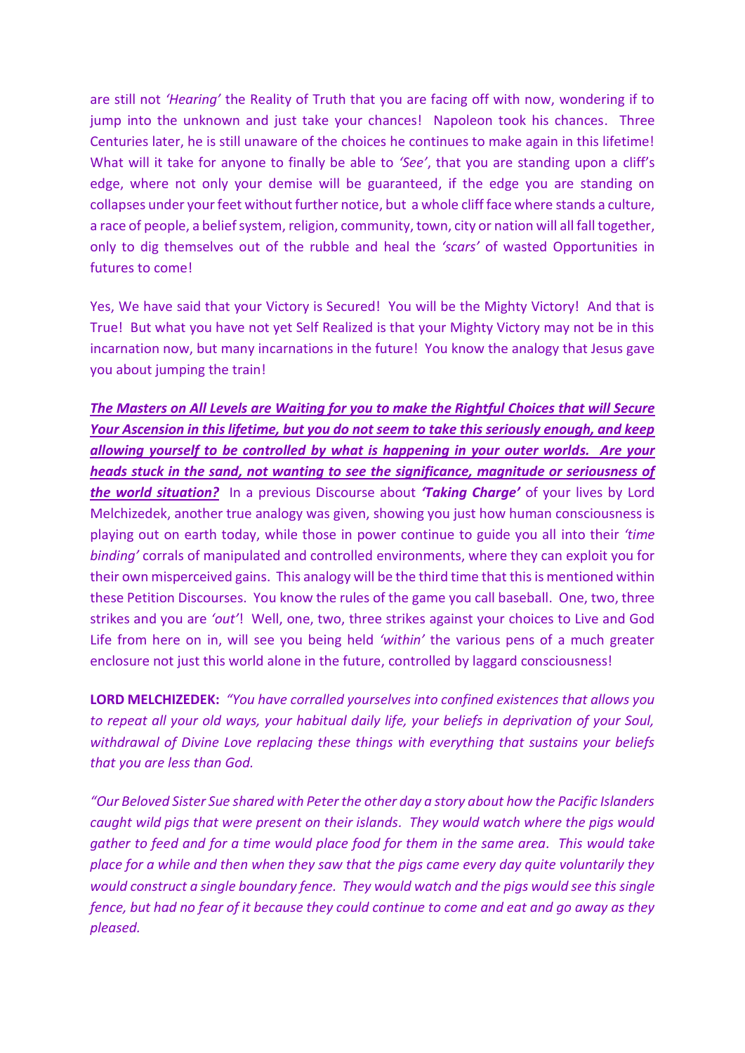are still not *'Hearing'* the Reality of Truth that you are facing off with now, wondering if to jump into the unknown and just take your chances! Napoleon took his chances. Three Centuries later, he is still unaware of the choices he continues to make again in this lifetime! What will it take for anyone to finally be able to *'See'*, that you are standing upon a cliff's edge, where not only your demise will be guaranteed, if the edge you are standing on collapses under your feet without further notice, but a whole cliff face where stands a culture, a race of people, a belief system, religion, community, town, city or nation will all fall together, only to dig themselves out of the rubble and heal the *'scars'* of wasted Opportunities in futures to come!

Yes, We have said that your Victory is Secured! You will be the Mighty Victory! And that is True! But what you have not yet Self Realized is that your Mighty Victory may not be in this incarnation now, but many incarnations in the future! You know the analogy that Jesus gave you about jumping the train!

***<u>The Masters on All Levels are Waiting for you to make the Rightful Choices that will Secure Your Ascension in this lifetime, but you do not seem to take this seriously enough, and keep allowing yourself to be controlled by what is happening in your outer worlds. Are your heads stuck in the sand, not wanting to see the significance, magnitude or seriousness of the world situation?</u>*** In a previous Discourse about ***'Taking Charge'*** of your lives by Lord Melchizedek, another true analogy was given, showing you just how human consciousness is playing out on earth today, while those in power continue to guide you all into their *'time binding'* corrals of manipulated and controlled environments, where they can exploit you for their own misperceived gains. This analogy will be the third time that this is mentioned within these Petition Discourses. You know the rules of the game you call baseball. One, two, three strikes and you are *'out'*! Well, one, two, three strikes against your choices to Live and God Life from here on in, will see you being held *'within'* the various pens of a much greater enclosure not just this world alone in the future, controlled by laggard consciousness!

**LORD MELCHIZEDEK:** *"You have corralled yourselves into confined existences that allows you to repeat all your old ways, your habitual daily life, your beliefs in deprivation of your Soul, withdrawal of Divine Love replacing these things with everything that sustains your beliefs that you are less than God.*

*"Our Beloved Sister Sue shared with Peter the other day a story about how the Pacific Islanders caught wild pigs that were present on their islands. They would watch where the pigs would gather to feed and for a time would place food for them in the same area. This would take place for a while and then when they saw that the pigs came every day quite voluntarily they would construct a single boundary fence. They would watch and the pigs would see this single fence, but had no fear of it because they could continue to come and eat and go away as they pleased.*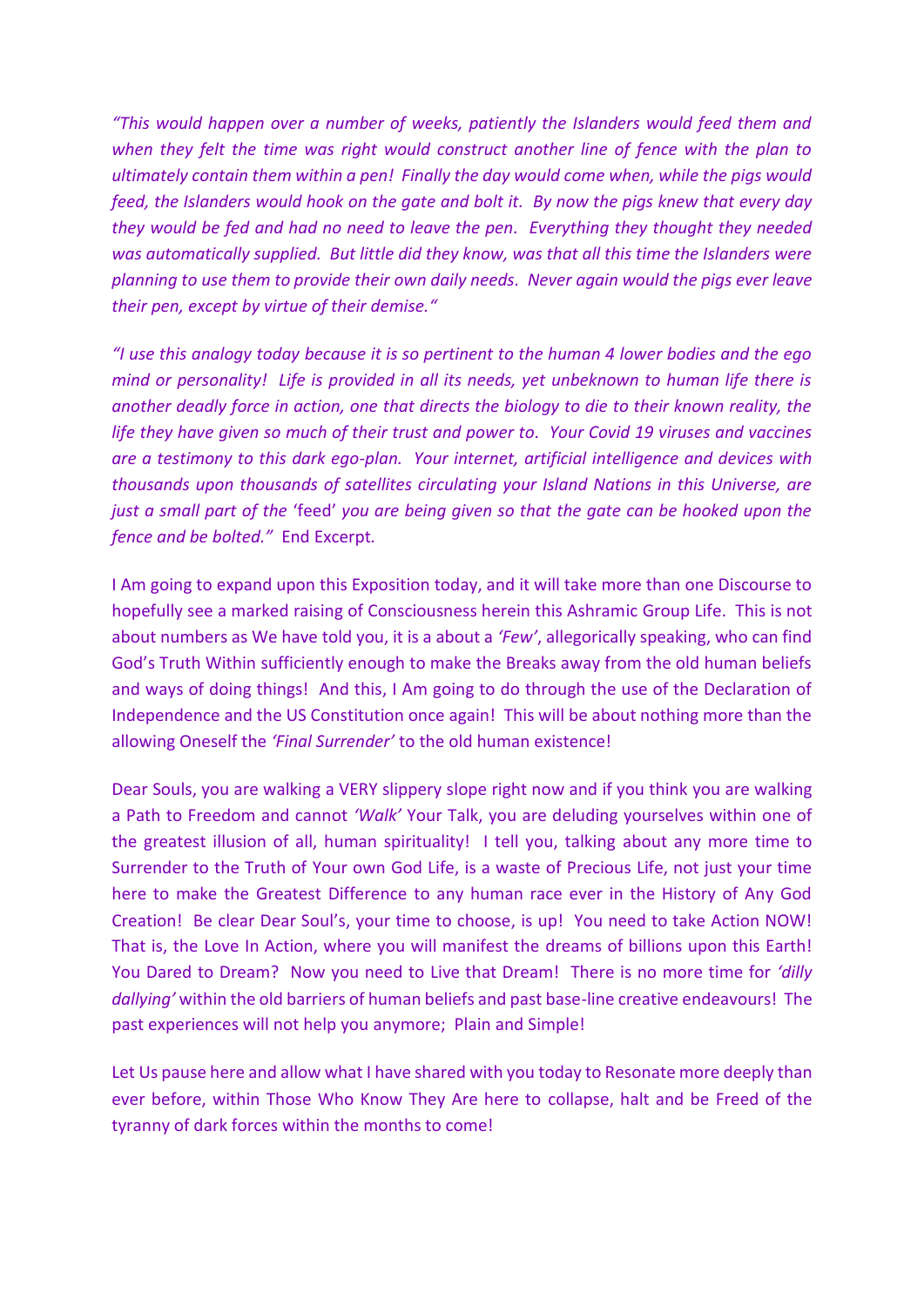*"This would happen over a number of weeks, patiently the Islanders would feed them and when they felt the time was right would construct another line of fence with the plan to ultimately contain them within a pen! Finally the day would come when, while the pigs would feed, the Islanders would hook on the gate and bolt it. By now the pigs knew that every day they would be fed and had no need to leave the pen. Everything they thought they needed was automatically supplied. But little did they know, was that all this time the Islanders were planning to use them to provide their own daily needs. Never again would the pigs ever leave their pen, except by virtue of their demise."*

*"I use this analogy today because it is so pertinent to the human 4 lower bodies and the ego mind or personality! Life is provided in all its needs, yet unbeknown to human life there is another deadly force in action, one that directs the biology to die to their known reality, the life they have given so much of their trust and power to. Your Covid 19 viruses and vaccines are a testimony to this dark ego-plan. Your internet, artificial intelligence and devices with thousands upon thousands of satellites circulating your Island Nations in this Universe, are just a small part of the* 'feed' *you are being given so that the gate can be hooked upon the fence and be bolted."* End Excerpt.

I Am going to expand upon this Exposition today, and it will take more than one Discourse to hopefully see a marked raising of Consciousness herein this Ashramic Group Life. This is not about numbers as We have told you, it is a about a *'Few'*, allegorically speaking, who can find God's Truth Within sufficiently enough to make the Breaks away from the old human beliefs and ways of doing things! And this, I Am going to do through the use of the Declaration of Independence and the US Constitution once again! This will be about nothing more than the allowing Oneself the *'Final Surrender'* to the old human existence!

Dear Souls, you are walking a VERY slippery slope right now and if you think you are walking a Path to Freedom and cannot *'Walk'* Your Talk, you are deluding yourselves within one of the greatest illusion of all, human spirituality! I tell you, talking about any more time to Surrender to the Truth of Your own God Life, is a waste of Precious Life, not just your time here to make the Greatest Difference to any human race ever in the History of Any God Creation! Be clear Dear Soul's, your time to choose, is up! You need to take Action NOW! That is, the Love In Action, where you will manifest the dreams of billions upon this Earth! You Dared to Dream? Now you need to Live that Dream! There is no more time for *'dilly dallying'* within the old barriers of human beliefs and past base-line creative endeavours! The past experiences will not help you anymore; Plain and Simple!

Let Us pause here and allow what I have shared with you today to Resonate more deeply than ever before, within Those Who Know They Are here to collapse, halt and be Freed of the tyranny of dark forces within the months to come!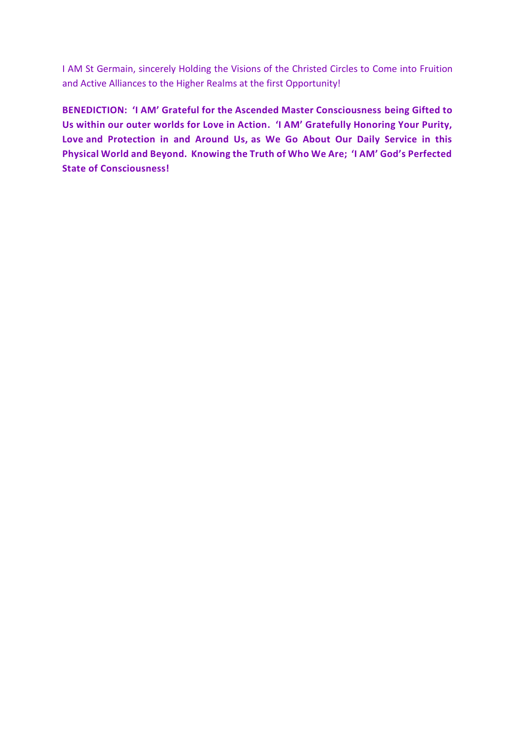I AM St Germain, sincerely Holding the Visions of the Christed Circles to Come into Fruition and Active Alliances to the Higher Realms at the first Opportunity!

**BENEDICTION: 'I AM' Grateful for the Ascended Master Consciousness being Gifted to Us within our outer worlds for Love in Action. 'I AM' Gratefully Honoring Your Purity, Love and Protection in and Around Us, as We Go About Our Daily Service in this Physical World and Beyond. Knowing the Truth of Who We Are; 'I AM' God's Perfected State of Consciousness!**